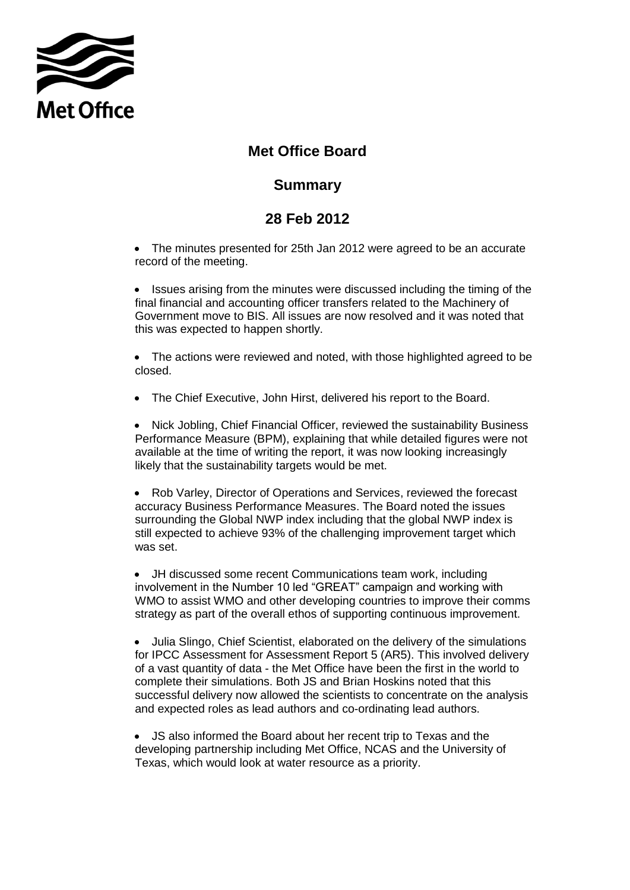Met Office

# Met Office Board

## Summary

## 28 Feb 2012

- The minutes presented for 25th Jan 2012 were agreed to be an accurate record of the meeting.

- Issues arising from the minutes were discussed including the timing of the final financial and accounting officer transfers related to the Machinery of Government move to BIS. All issues are now resolved and it was noted that this was expected to happen shortly.

- The actions were reviewed and noted, with those highlighted agreed to be closed.

- The Chief Executive, John Hirst, delivered his report to the Board.

- Nick Jobling, Chief Financial Officer, reviewed the sustainability Business Performance Measure (BPM), explaining that while detailed figures were not available at the time of writing the report, it was now looking increasingly likely that the sustainability targets would be met.

- Rob Varley, Director of Operations and Services, reviewed the forecast accuracy Business Performance Measures. The Board noted the issues surrounding the Global NWP index including that the global NWP index is still expected to achieve 93% of the challenging improvement target which was set.

- JH discussed some recent Communications team work, including involvement in the Number 10 led "GREAT" campaign and working with WMO to assist WMO and other developing countries to improve their comms strategy as part of the overall ethos of supporting continuous improvement.

- Julia Slingo, Chief Scientist, elaborated on the delivery of the simulations for IPCC Assessment for Assessment Report 5 (AR5). This involved delivery of a vast quantity of data - the Met Office have been the first in the world to complete their simulations. Both JS and Brian Hoskins noted that this successful delivery now allowed the scientists to concentrate on the analysis and expected roles as lead authors and co-ordinating lead authors.

- JS also informed the Board about her recent trip to Texas and the developing partnership including Met Office, NCAS and the University of Texas, which would look at water resource as a priority.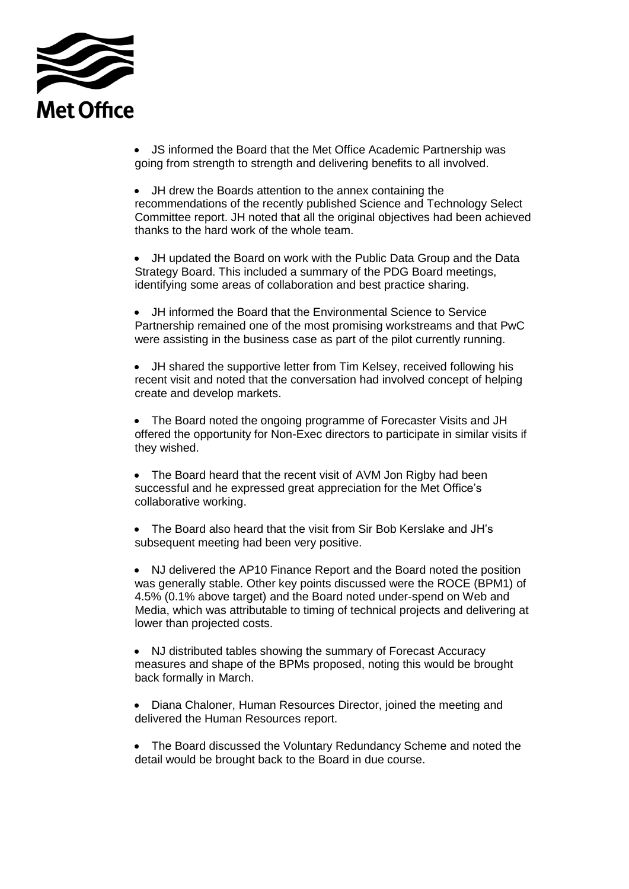- JS informed the Board that the Met Office Academic Partnership was going from strength to strength and delivering benefits to all involved.

- JH drew the Boards attention to the annex containing the recommendations of the recently published Science and Technology Select Committee report. JH noted that all the original objectives had been achieved thanks to the hard work of the whole team.

- JH updated the Board on work with the Public Data Group and the Data Strategy Board. This included a summary of the PDG Board meetings, identifying some areas of collaboration and best practice sharing.

- JH informed the Board that the Environmental Science to Service Partnership remained one of the most promising workstreams and that PwC were assisting in the business case as part of the pilot currently running.

- JH shared the supportive letter from Tim Kelsey, received following his recent visit and noted that the conversation had involved concept of helping create and develop markets.

- The Board noted the ongoing programme of Forecaster Visits and JH offered the opportunity for Non-Exec directors to participate in similar visits if they wished.

- The Board heard that the recent visit of AVM Jon Rigby had been successful and he expressed great appreciation for the Met Office's collaborative working.

- The Board also heard that the visit from Sir Bob Kerslake and JH's subsequent meeting had been very positive.

- NJ delivered the AP10 Finance Report and the Board noted the position was generally stable. Other key points discussed were the ROCE (BPM1) of 4.5% (0.1% above target) and the Board noted under-spend on Web and Media, which was attributable to timing of technical projects and delivering at lower than projected costs.

- NJ distributed tables showing the summary of Forecast Accuracy measures and shape of the BPMs proposed, noting this would be brought back formally in March.

- Diana Chaloner, Human Resources Director, joined the meeting and delivered the Human Resources report.

- The Board discussed the Voluntary Redundancy Scheme and noted the detail would be brought back to the Board in due course.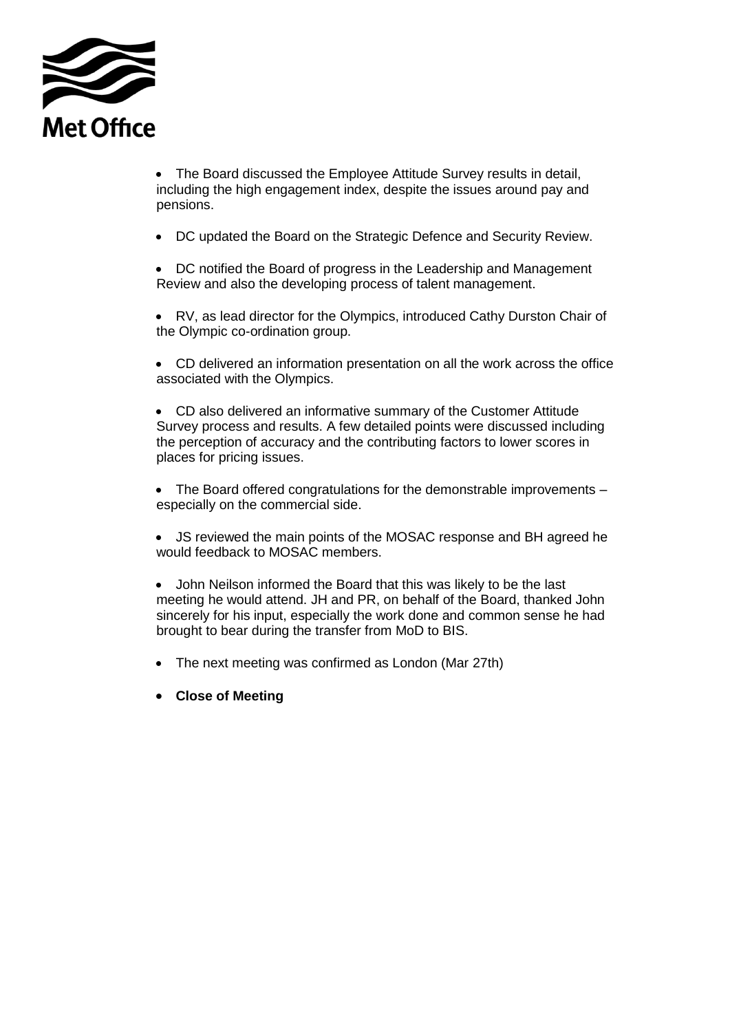- The Board discussed the Employee Attitude Survey results in detail, including the high engagement index, despite the issues around pay and pensions.

- DC updated the Board on the Strategic Defence and Security Review.

- DC notified the Board of progress in the Leadership and Management Review and also the developing process of talent management.

- RV, as lead director for the Olympics, introduced Cathy Durston Chair of the Olympic co-ordination group.

- CD delivered an information presentation on all the work across the office associated with the Olympics.

- CD also delivered an informative summary of the Customer Attitude Survey process and results. A few detailed points were discussed including the perception of accuracy and the contributing factors to lower scores in places for pricing issues.

- The Board offered congratulations for the demonstrable improvements – especially on the commercial side.

- JS reviewed the main points of the MOSAC response and BH agreed he would feedback to MOSAC members.

- John Neilson informed the Board that this was likely to be the last meeting he would attend. JH and PR, on behalf of the Board, thanked John sincerely for his input, especially the work done and common sense he had brought to bear during the transfer from MoD to BIS.

- The next meeting was confirmed as London (Mar 27th)

- **Close of Meeting**